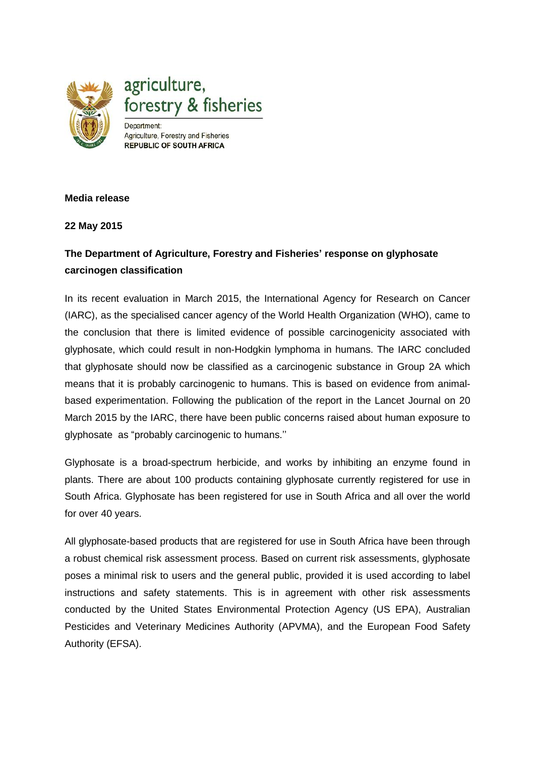agriculture, forestry & fisheries

Department:
Agriculture, Forestry and Fisheries
**REPUBLIC OF SOUTH AFRICA**

**Media release**

**22 May 2015**

**The Department of Agriculture, Forestry and Fisheries' response on glyphosate carcinogen classification**

In its recent evaluation in March 2015, the International Agency for Research on Cancer (IARC), as the specialised cancer agency of the World Health Organization (WHO), came to the conclusion that there is limited evidence of possible carcinogenicity associated with glyphosate, which could result in non-Hodgkin lymphoma in humans. The IARC concluded that glyphosate should now be classified as a carcinogenic substance in Group 2A which means that it is probably carcinogenic to humans. This is based on evidence from animal-based experimentation. Following the publication of the report in the Lancet Journal on 20 March 2015 by the IARC, there have been public concerns raised about human exposure to glyphosate as "probably carcinogenic to humans.''

Glyphosate is a broad-spectrum herbicide, and works by inhibiting an enzyme found in plants. There are about 100 products containing glyphosate currently registered for use in South Africa. Glyphosate has been registered for use in South Africa and all over the world for over 40 years.

All glyphosate-based products that are registered for use in South Africa have been through a robust chemical risk assessment process. Based on current risk assessments, glyphosate poses a minimal risk to users and the general public, provided it is used according to label instructions and safety statements. This is in agreement with other risk assessments conducted by the United States Environmental Protection Agency (US EPA), Australian Pesticides and Veterinary Medicines Authority (APVMA), and the European Food Safety Authority (EFSA).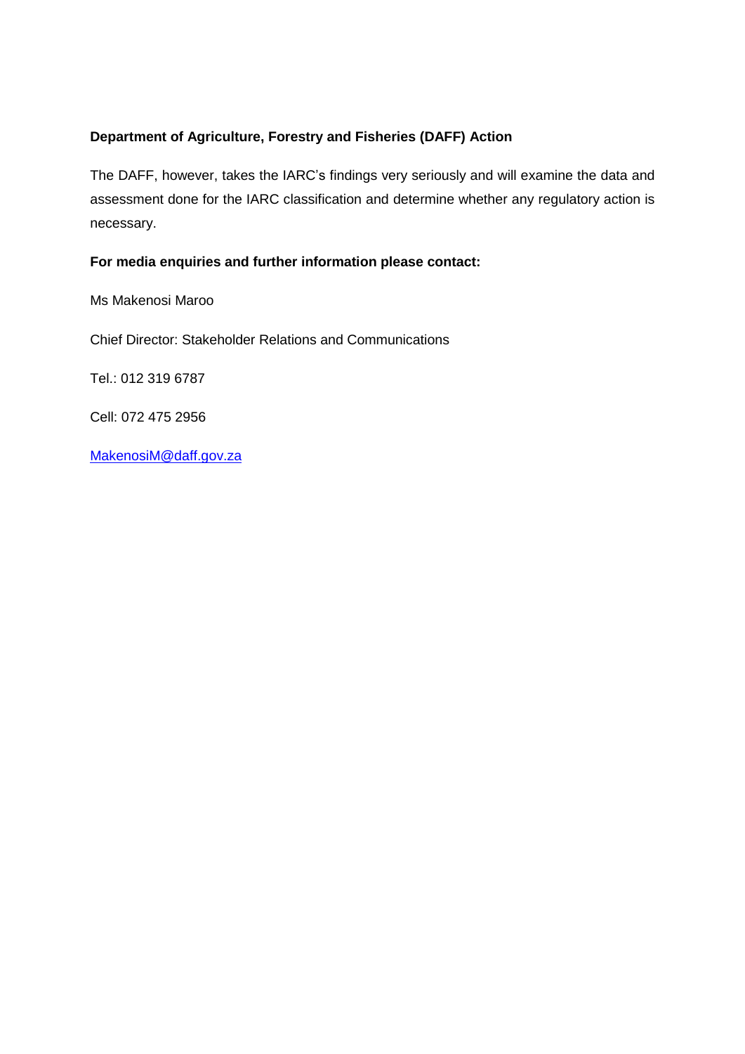**Department of Agriculture, Forestry and Fisheries (DAFF) Action**

The DAFF, however, takes the IARC's findings very seriously and will examine the data and assessment done for the IARC classification and determine whether any regulatory action is necessary.

**For media enquiries and further information please contact:**

Ms Makenosi Maroo

Chief Director: Stakeholder Relations and Communications

Tel.: 012 319 6787

Cell: 072 475 2956

MakenosiM@daff.gov.za